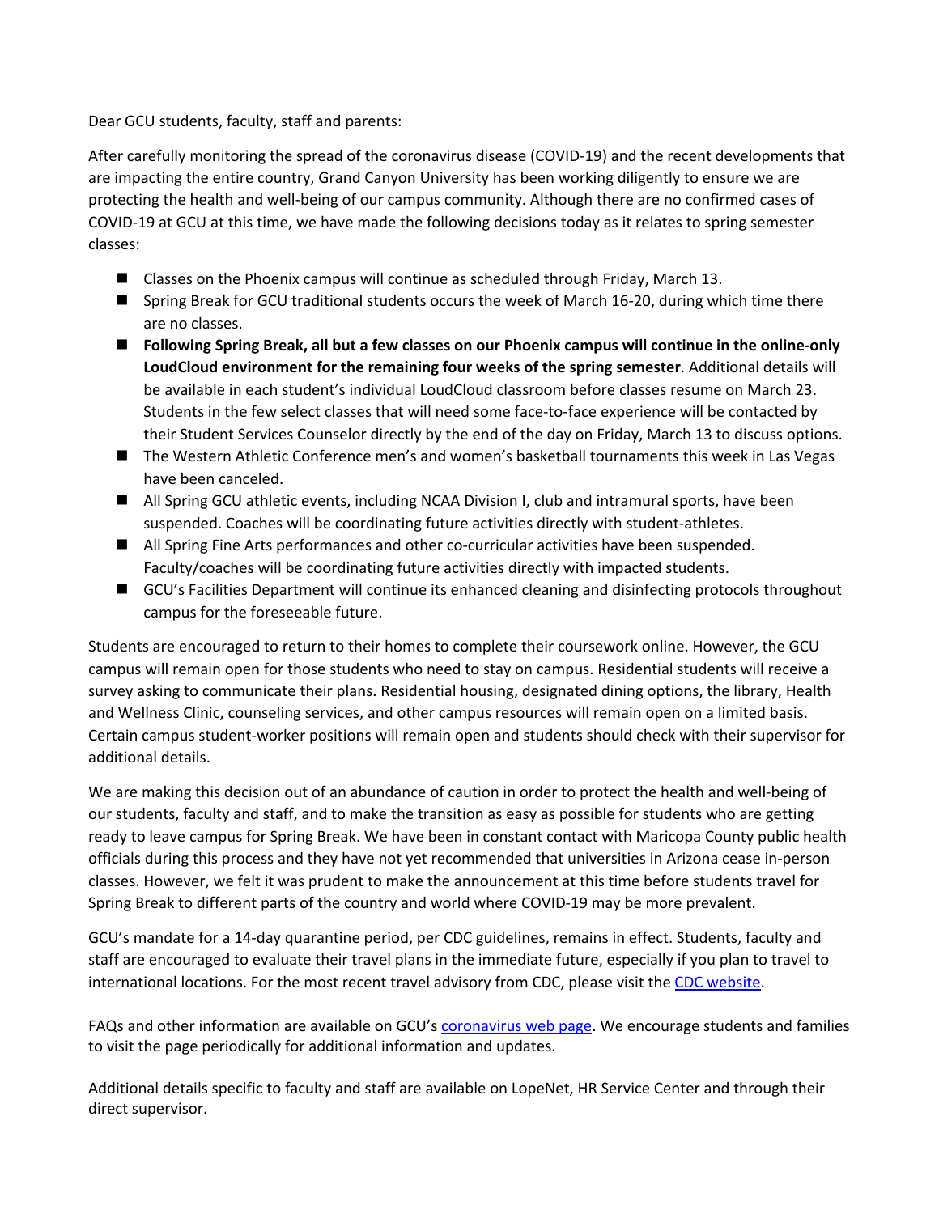Dear GCU students, faculty, staff and parents:

After carefully monitoring the spread of the coronavirus disease (COVID-19) and the recent developments that are impacting the entire country, Grand Canyon University has been working diligently to ensure we are protecting the health and well-being of our campus community. Although there are no confirmed cases of COVID-19 at GCU at this time, we have made the following decisions today as it relates to spring semester classes:

- Classes on the Phoenix campus will continue as scheduled through Friday, March 13.
- Spring Break for GCU traditional students occurs the week of March 16-20, during which time there are no classes.
- **Following Spring Break, all but a few classes on our Phoenix campus will continue in the online-only LoudCloud environment for the remaining four weeks of the spring semester**. Additional details will be available in each student's individual LoudCloud classroom before classes resume on March 23. Students in the few select classes that will need some face-to-face experience will be contacted by their Student Services Counselor directly by the end of the day on Friday, March 13 to discuss options.
- The Western Athletic Conference men's and women's basketball tournaments this week in Las Vegas have been canceled.
- All Spring GCU athletic events, including NCAA Division I, club and intramural sports, have been suspended. Coaches will be coordinating future activities directly with student-athletes.
- All Spring Fine Arts performances and other co-curricular activities have been suspended. Faculty/coaches will be coordinating future activities directly with impacted students.
- GCU's Facilities Department will continue its enhanced cleaning and disinfecting protocols throughout campus for the foreseeable future.

Students are encouraged to return to their homes to complete their coursework online. However, the GCU campus will remain open for those students who need to stay on campus. Residential students will receive a survey asking to communicate their plans. Residential housing, designated dining options, the library, Health and Wellness Clinic, counseling services, and other campus resources will remain open on a limited basis. Certain campus student-worker positions will remain open and students should check with their supervisor for additional details.

We are making this decision out of an abundance of caution in order to protect the health and well-being of our students, faculty and staff, and to make the transition as easy as possible for students who are getting ready to leave campus for Spring Break. We have been in constant contact with Maricopa County public health officials during this process and they have not yet recommended that universities in Arizona cease in-person classes. However, we felt it was prudent to make the announcement at this time before students travel for Spring Break to different parts of the country and world where COVID-19 may be more prevalent.

GCU's mandate for a 14-day quarantine period, per CDC guidelines, remains in effect. Students, faculty and staff are encouraged to evaluate their travel plans in the immediate future, especially if you plan to travel to international locations. For the most recent travel advisory from CDC, please visit the CDC website.

FAQs and other information are available on GCU's coronavirus web page. We encourage students and families to visit the page periodically for additional information and updates.

Additional details specific to faculty and staff are available on LopeNet, HR Service Center and through their direct supervisor.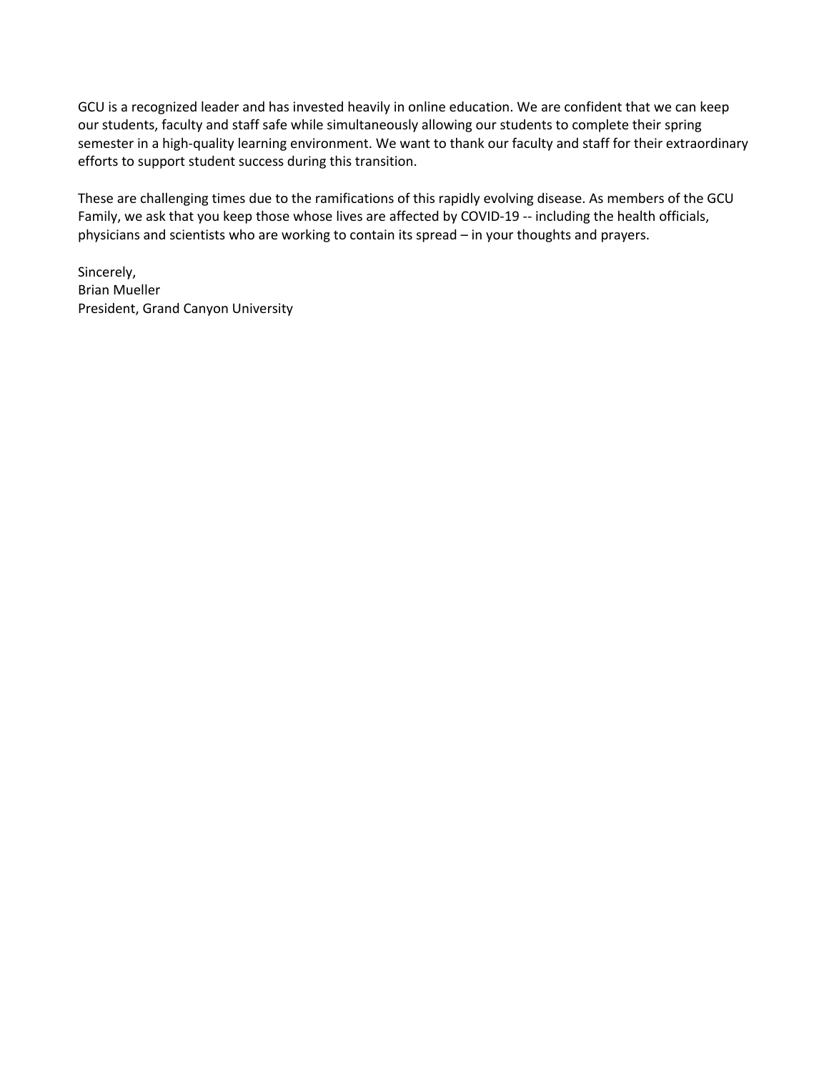GCU is a recognized leader and has invested heavily in online education. We are confident that we can keep our students, faculty and staff safe while simultaneously allowing our students to complete their spring semester in a high-quality learning environment. We want to thank our faculty and staff for their extraordinary efforts to support student success during this transition.

These are challenging times due to the ramifications of this rapidly evolving disease. As members of the GCU Family, we ask that you keep those whose lives are affected by COVID-19 -- including the health officials, physicians and scientists who are working to contain its spread – in your thoughts and prayers.

Sincerely,
Brian Mueller
President, Grand Canyon University